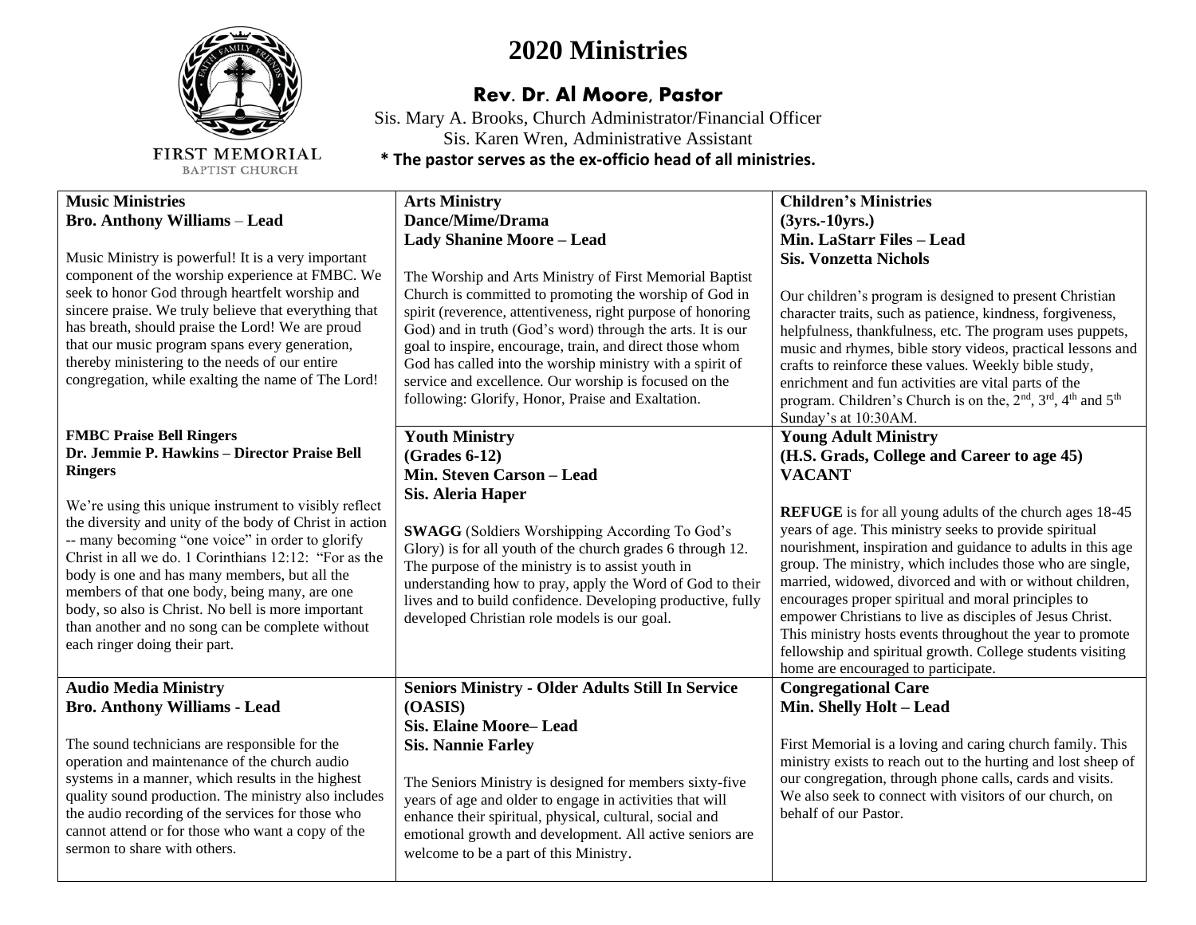FIRST MEMORIAL
BAPTIST CHURCH

# 2020 Ministries

## Rev. Dr. Al Moore, Pastor

Sis. Mary A. Brooks, Church Administrator/Financial Officer
Sis. Karen Wren, Administrative Assistant
**\* The pastor serves as the ex-officio head of all ministries.**

### Music Ministries
**Bro. Anthony Williams – Lead**

Music Ministry is powerful! It is a very important component of the worship experience at FMBC. We seek to honor God through heartfelt worship and sincere praise. We truly believe that everything that has breath, should praise the Lord! We are proud that our music program spans every generation, thereby ministering to the needs of our entire congregation, while exalting the name of The Lord!

### FMBC Praise Bell Ringers
**Dr. Jemmie P. Hawkins – Director Praise Bell Ringers**

We're using this unique instrument to visibly reflect the diversity and unity of the body of Christ in action -- many becoming "one voice" in order to glorify Christ in all we do. 1 Corinthians 12:12: "For as the body is one and has many members, but all the members of that one body, being many, are one body, so also is Christ. No bell is more important than another and no song can be complete without each ringer doing their part.

### Audio Media Ministry
**Bro. Anthony Williams - Lead**

The sound technicians are responsible for the operation and maintenance of the church audio systems in a manner, which results in the highest quality sound production. The ministry also includes the audio recording of the services for those who cannot attend or for those who want a copy of the sermon to share with others.

### Arts Ministry
**Dance/Mime/Drama**
**Lady Shanine Moore – Lead**

The Worship and Arts Ministry of First Memorial Baptist Church is committed to promoting the worship of God in spirit (reverence, attentiveness, right purpose of honoring God) and in truth (God's word) through the arts. It is our goal to inspire, encourage, train, and direct those whom God has called into the worship ministry with a spirit of service and excellence. Our worship is focused on the following: Glorify, Honor, Praise and Exaltation.

### Youth Ministry
**(Grades 6-12)**
**Min. Steven Carson – Lead**
**Sis. Aleria Haper**

**SWAGG** (Soldiers Worshipping According To God's Glory) is for all youth of the church grades 6 through 12. The purpose of the ministry is to assist youth in understanding how to pray, apply the Word of God to their lives and to build confidence. Developing productive, fully developed Christian role models is our goal.

### Seniors Ministry - Older Adults Still In Service (OASIS)
**Sis. Elaine Moore– Lead**
**Sis. Nannie Farley**

The Seniors Ministry is designed for members sixty-five years of age and older to engage in activities that will enhance their spiritual, physical, cultural, social and emotional growth and development. All active seniors are welcome to be a part of this Ministry.

### Children's Ministries
**(3yrs.-10yrs.)**
**Min. LaStarr Files – Lead**
**Sis. Vonzetta Nichols**

Our children's program is designed to present Christian character traits, such as patience, kindness, forgiveness, helpfulness, thankfulness, etc. The program uses puppets, music and rhymes, bible story videos, practical lessons and crafts to reinforce these values. Weekly bible study, enrichment and fun activities are vital parts of the program. Children's Church is on the, 2nd, 3rd, 4th and 5th Sunday's at 10:30AM.

### Young Adult Ministry
**(H.S. Grads, College and Career to age 45)**
**VACANT**

**REFUGE** is for all young adults of the church ages 18-45 years of age. This ministry seeks to provide spiritual nourishment, inspiration and guidance to adults in this age group. The ministry, which includes those who are single, married, widowed, divorced and with or without children, encourages proper spiritual and moral principles to empower Christians to live as disciples of Jesus Christ. This ministry hosts events throughout the year to promote fellowship and spiritual growth. College students visiting home are encouraged to participate.

### Congregational Care
**Min. Shelly Holt – Lead**

First Memorial is a loving and caring church family. This ministry exists to reach out to the hurting and lost sheep of our congregation, through phone calls, cards and visits. We also seek to connect with visitors of our church, on behalf of our Pastor.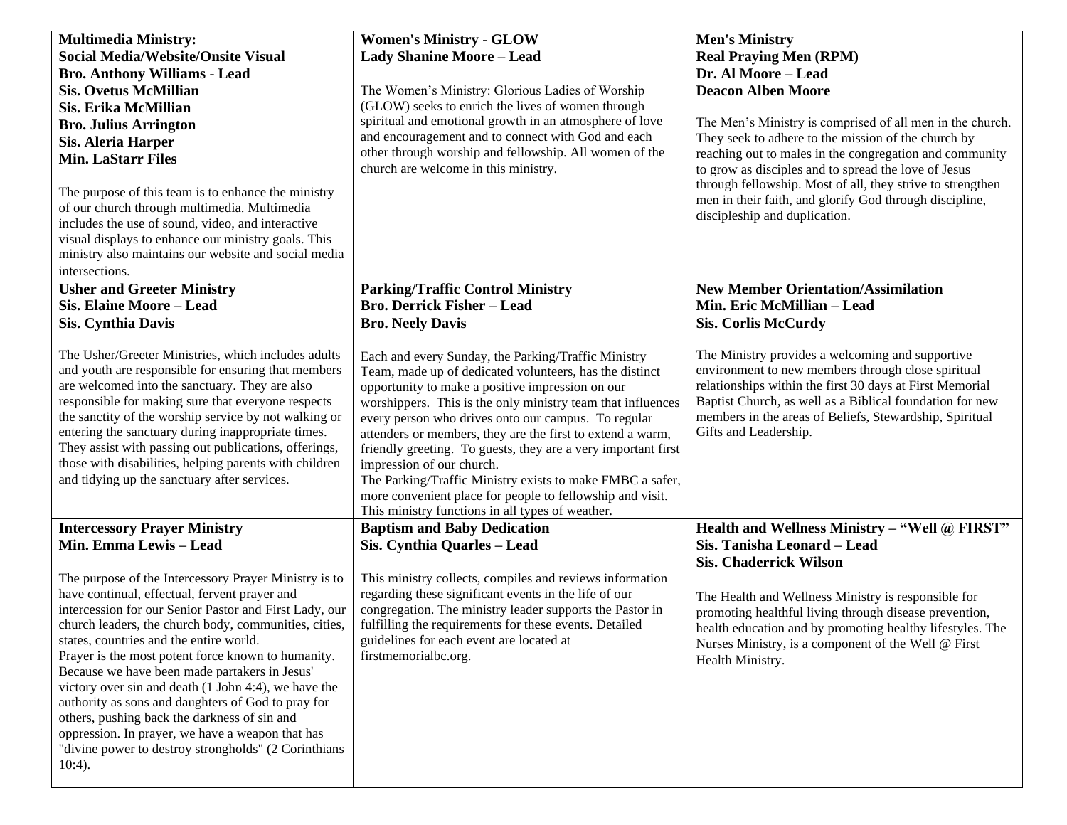| **Multimedia Ministry:**<br>**Social Media/Website/Onsite Visual**<br>**Bro. Anthony Williams - Lead**<br>**Sis. Ovetus McMillian**<br>**Sis. Erika McMillian**<br>**Bro. Julius Arrington**<br>**Sis. Aleria Harper**<br>**Min. LaStarr Files**<br><br>The purpose of this team is to enhance the ministry of our church through multimedia. Multimedia includes the use of sound, video, and interactive visual displays to enhance our ministry goals. This ministry also maintains our website and social media intersections. | **Women's Ministry - GLOW**<br>**Lady Shanine Moore – Lead**<br><br>The Women's Ministry: Glorious Ladies of Worship (GLOW) seeks to enrich the lives of women through spiritual and emotional growth in an atmosphere of love and encouragement and to connect with God and each other through worship and fellowship. All women of the church are welcome in this ministry. | **Men's Ministry**<br>**Real Praying Men (RPM)**<br>**Dr. Al Moore – Lead**<br>**Deacon Alben Moore**<br><br>The Men's Ministry is comprised of all men in the church. They seek to adhere to the mission of the church by reaching out to males in the congregation and community to grow as disciples and to spread the love of Jesus through fellowship. Most of all, they strive to strengthen men in their faith, and glorify God through discipline, discipleship and duplication. |
|---|---|---|
| **Usher and Greeter Ministry**<br>**Sis. Elaine Moore – Lead**<br>**Sis. Cynthia Davis**<br><br>The Usher/Greeter Ministries, which includes adults and youth are responsible for ensuring that members are welcomed into the sanctuary. They are also responsible for making sure that everyone respects the sanctity of the worship service by not walking or entering the sanctuary during inappropriate times. They assist with passing out publications, offerings, those with disabilities, helping parents with children and tidying up the sanctuary after services. | **Parking/Traffic Control Ministry**<br>**Bro. Derrick Fisher – Lead**<br>**Bro. Neely Davis**<br><br>Each and every Sunday, the Parking/Traffic Ministry Team, made up of dedicated volunteers, has the distinct opportunity to make a positive impression on our worshippers. This is the only ministry team that influences every person who drives onto our campus. To regular attenders or members, they are the first to extend a warm, friendly greeting. To guests, they are a very important first impression of our church.<br>The Parking/Traffic Ministry exists to make FMBC a safer, more convenient place for people to fellowship and visit. This ministry functions in all types of weather. | **New Member Orientation/Assimilation**<br>**Min. Eric McMillian – Lead**<br>**Sis. Corlis McCurdy**<br><br>The Ministry provides a welcoming and supportive environment to new members through close spiritual relationships within the first 30 days at First Memorial Baptist Church, as well as a Biblical foundation for new members in the areas of Beliefs, Stewardship, Spiritual Gifts and Leadership. |
| **Intercessory Prayer Ministry**<br>**Min. Emma Lewis – Lead**<br><br>The purpose of the Intercessory Prayer Ministry is to have continual, effectual, fervent prayer and intercession for our Senior Pastor and First Lady, our church leaders, the church body, communities, cities, states, countries and the entire world.<br>Prayer is the most potent force known to humanity. Because we have been made partakers in Jesus' victory over sin and death (1 John 4:4), we have the authority as sons and daughters of God to pray for others, pushing back the darkness of sin and oppression. In prayer, we have a weapon that has "divine power to destroy strongholds" (2 Corinthians 10:4). | **Baptism and Baby Dedication**<br>**Sis. Cynthia Quarles – Lead**<br><br>This ministry collects, compiles and reviews information regarding these significant events in the life of our congregation. The ministry leader supports the Pastor in fulfilling the requirements for these events. Detailed guidelines for each event are located at firstmemorialbc.org. | **Health and Wellness Ministry – "Well @ FIRST"**<br>**Sis. Tanisha Leonard – Lead**<br>**Sis. Chaderrick Wilson**<br><br>The Health and Wellness Ministry is responsible for promoting healthful living through disease prevention, health education and by promoting healthy lifestyles. The Nurses Ministry, is a component of the Well @ First Health Ministry. |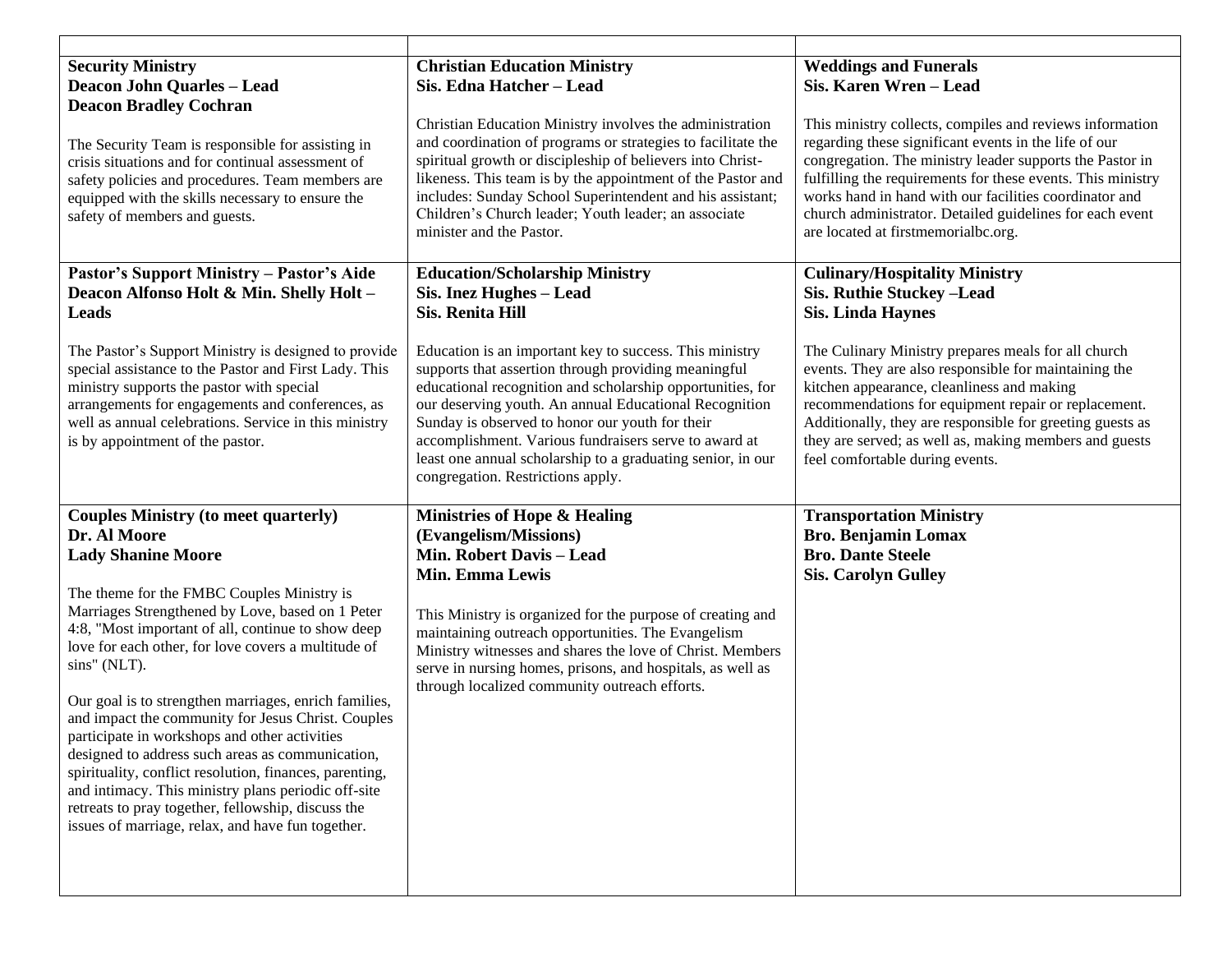| | | |
|---|---|---|
| **Security Ministry**<br>**Deacon John Quarles – Lead**<br>**Deacon Bradley Cochran**<br><br>The Security Team is responsible for assisting in crisis situations and for continual assessment of safety policies and procedures. Team members are equipped with the skills necessary to ensure the safety of members and guests. | **Christian Education Ministry**<br>**Sis. Edna Hatcher – Lead**<br><br>Christian Education Ministry involves the administration and coordination of programs or strategies to facilitate the spiritual growth or discipleship of believers into Christ-likeness. This team is by the appointment of the Pastor and includes: Sunday School Superintendent and his assistant; Children's Church leader; Youth leader; an associate minister and the Pastor. | **Weddings and Funerals**<br>**Sis. Karen Wren – Lead**<br><br>This ministry collects, compiles and reviews information regarding these significant events in the life of our congregation. The ministry leader supports the Pastor in fulfilling the requirements for these events. This ministry works hand in hand with our facilities coordinator and church administrator. Detailed guidelines for each event are located at firstmemorialbc.org. |
| **Pastor's Support Ministry – Pastor's Aide**<br>**Deacon Alfonso Holt & Min. Shelly Holt – Leads**<br><br>The Pastor's Support Ministry is designed to provide special assistance to the Pastor and First Lady. This ministry supports the pastor with special arrangements for engagements and conferences, as well as annual celebrations. Service in this ministry is by appointment of the pastor. | **Education/Scholarship Ministry**<br>**Sis. Inez Hughes – Lead**<br>**Sis. Renita Hill**<br><br>Education is an important key to success. This ministry supports that assertion through providing meaningful educational recognition and scholarship opportunities, for our deserving youth. An annual Educational Recognition Sunday is observed to honor our youth for their accomplishment. Various fundraisers serve to award at least one annual scholarship to a graduating senior, in our congregation. Restrictions apply. | **Culinary/Hospitality Ministry**<br>**Sis. Ruthie Stuckey –Lead**<br>**Sis. Linda Haynes**<br><br>The Culinary Ministry prepares meals for all church events. They are also responsible for maintaining the kitchen appearance, cleanliness and making recommendations for equipment repair or replacement. Additionally, they are responsible for greeting guests as they are served; as well as, making members and guests feel comfortable during events. |
| **Couples Ministry (to meet quarterly)**<br>**Dr. Al Moore**<br>**Lady Shanine Moore**<br><br>The theme for the FMBC Couples Ministry is Marriages Strengthened by Love, based on 1 Peter 4:8, "Most important of all, continue to show deep love for each other, for love covers a multitude of sins" (NLT).<br><br>Our goal is to strengthen marriages, enrich families, and impact the community for Jesus Christ. Couples participate in workshops and other activities designed to address such areas as communication, spirituality, conflict resolution, finances, parenting, and intimacy. This ministry plans periodic off-site retreats to pray together, fellowship, discuss the issues of marriage, relax, and have fun together. | **Ministries of Hope & Healing (Evangelism/Missions)**<br>**Min. Robert Davis – Lead**<br>**Min. Emma Lewis**<br><br>This Ministry is organized for the purpose of creating and maintaining outreach opportunities. The Evangelism Ministry witnesses and shares the love of Christ. Members serve in nursing homes, prisons, and hospitals, as well as through localized community outreach efforts. | **Transportation Ministry**<br>**Bro. Benjamin Lomax**<br>**Bro. Dante Steele**<br>**Sis. Carolyn Gulley** |